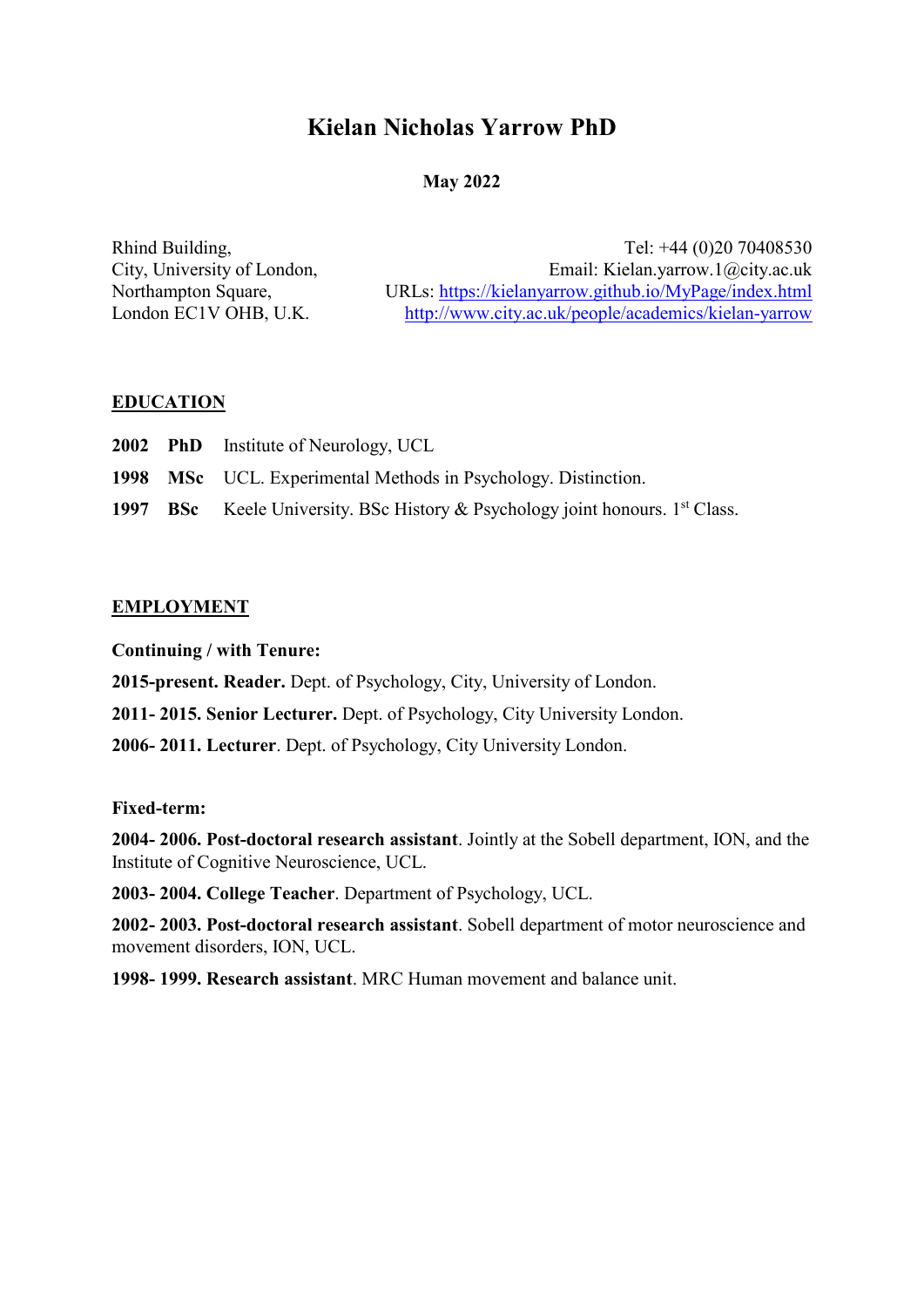# Kielan Nicholas Yarrow PhD

**May 2022**

Rhind Building,
City, University of London,
Northampton Square,
London EC1V OHB, U.K.

Tel: +44 (0)20 70408530
Email: Kielan.yarrow.1@city.ac.uk
URLs: https://kielanyarrow.github.io/MyPage/index.html
http://www.city.ac.uk/people/academics/kielan-yarrow

## EDUCATION

**2002** **PhD** Institute of Neurology, UCL

**1998** **MSc** UCL. Experimental Methods in Psychology. Distinction.

**1997** **BSc** Keele University. BSc History & Psychology joint honours. 1st Class.

## EMPLOYMENT

**Continuing / with Tenure:**

**2015-present. Reader.** Dept. of Psychology, City, University of London.

**2011- 2015. Senior Lecturer.** Dept. of Psychology, City University London.

**2006- 2011. Lecturer**. Dept. of Psychology, City University London.

**Fixed-term:**

**2004- 2006. Post-doctoral research assistant**. Jointly at the Sobell department, ION, and the Institute of Cognitive Neuroscience, UCL.

**2003- 2004. College Teacher**. Department of Psychology, UCL.

**2002- 2003. Post-doctoral research assistant**. Sobell department of motor neuroscience and movement disorders, ION, UCL.

**1998- 1999. Research assistant**. MRC Human movement and balance unit.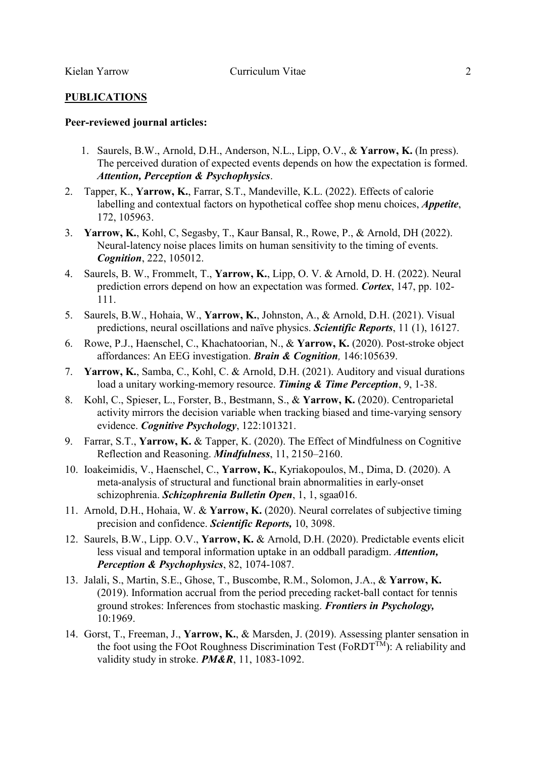## PUBLICATIONS

### Peer-reviewed journal articles:

1. Saurels, B.W., Arnold, D.H., Anderson, N.L., Lipp, O.V., & **Yarrow, K.** (In press). The perceived duration of expected events depends on how the expectation is formed. ***Attention, Perception & Psychophysics***.
2. Tapper, K., **Yarrow, K.**, Farrar, S.T., Mandeville, K.L. (2022). Effects of calorie labelling and contextual factors on hypothetical coffee shop menu choices, ***Appetite***, 172, 105963.
3. **Yarrow, K.**, Kohl, C, Segasby, T., Kaur Bansal, R., Rowe, P., & Arnold, DH (2022). Neural-latency noise places limits on human sensitivity to the timing of events. ***Cognition***, 222, 105012.
4. Saurels, B. W., Frommelt, T., **Yarrow, K.**, Lipp, O. V. & Arnold, D. H. (2022). Neural prediction errors depend on how an expectation was formed. ***Cortex***, 147, pp. 102-111.
5. Saurels, B.W., Hohaia, W., **Yarrow, K.**, Johnston, A., & Arnold, D.H. (2021). Visual predictions, neural oscillations and naïve physics. ***Scientific Reports***, 11 (1), 16127.
6. Rowe, P.J., Haenschel, C., Khachatoorian, N., & **Yarrow, K.** (2020). Post-stroke object affordances: An EEG investigation. ***Brain & Cognition***, 146:105639.
7. **Yarrow, K.**, Samba, C., Kohl, C. & Arnold, D.H. (2021). Auditory and visual durations load a unitary working-memory resource. ***Timing & Time Perception***, 9, 1-38.
8. Kohl, C., Spieser, L., Forster, B., Bestmann, S., & **Yarrow, K.** (2020). Centroparietal activity mirrors the decision variable when tracking biased and time-varying sensory evidence. ***Cognitive Psychology***, 122:101321.
9. Farrar, S.T., **Yarrow, K.** & Tapper, K. (2020). The Effect of Mindfulness on Cognitive Reflection and Reasoning. ***Mindfulness***, 11, 2150–2160.
10. Ioakeimidis, V., Haenschel, C., **Yarrow, K.**, Kyriakopoulos, M., Dima, D. (2020). A meta-analysis of structural and functional brain abnormalities in early-onset schizophrenia. ***Schizophrenia Bulletin Open***, 1, 1, sgaa016.
11. Arnold, D.H., Hohaia, W. & **Yarrow, K.** (2020). Neural correlates of subjective timing precision and confidence. ***Scientific Reports,*** 10, 3098.
12. Saurels, B.W., Lipp. O.V., **Yarrow, K.** & Arnold, D.H. (2020). Predictable events elicit less visual and temporal information uptake in an oddball paradigm. ***Attention, Perception & Psychophysics***, 82, 1074-1087.
13. Jalali, S., Martin, S.E., Ghose, T., Buscombe, R.M., Solomon, J.A., & **Yarrow, K.** (2019). Information accrual from the period preceding racket-ball contact for tennis ground strokes: Inferences from stochastic masking. ***Frontiers in Psychology,*** 10:1969.
14. Gorst, T., Freeman, J., **Yarrow, K.**, & Marsden, J. (2019). Assessing planter sensation in the foot using the FOot Roughness Discrimination Test (FoRDT$^{TM}$): A reliability and validity study in stroke. ***PM&R***, 11, 1083-1092.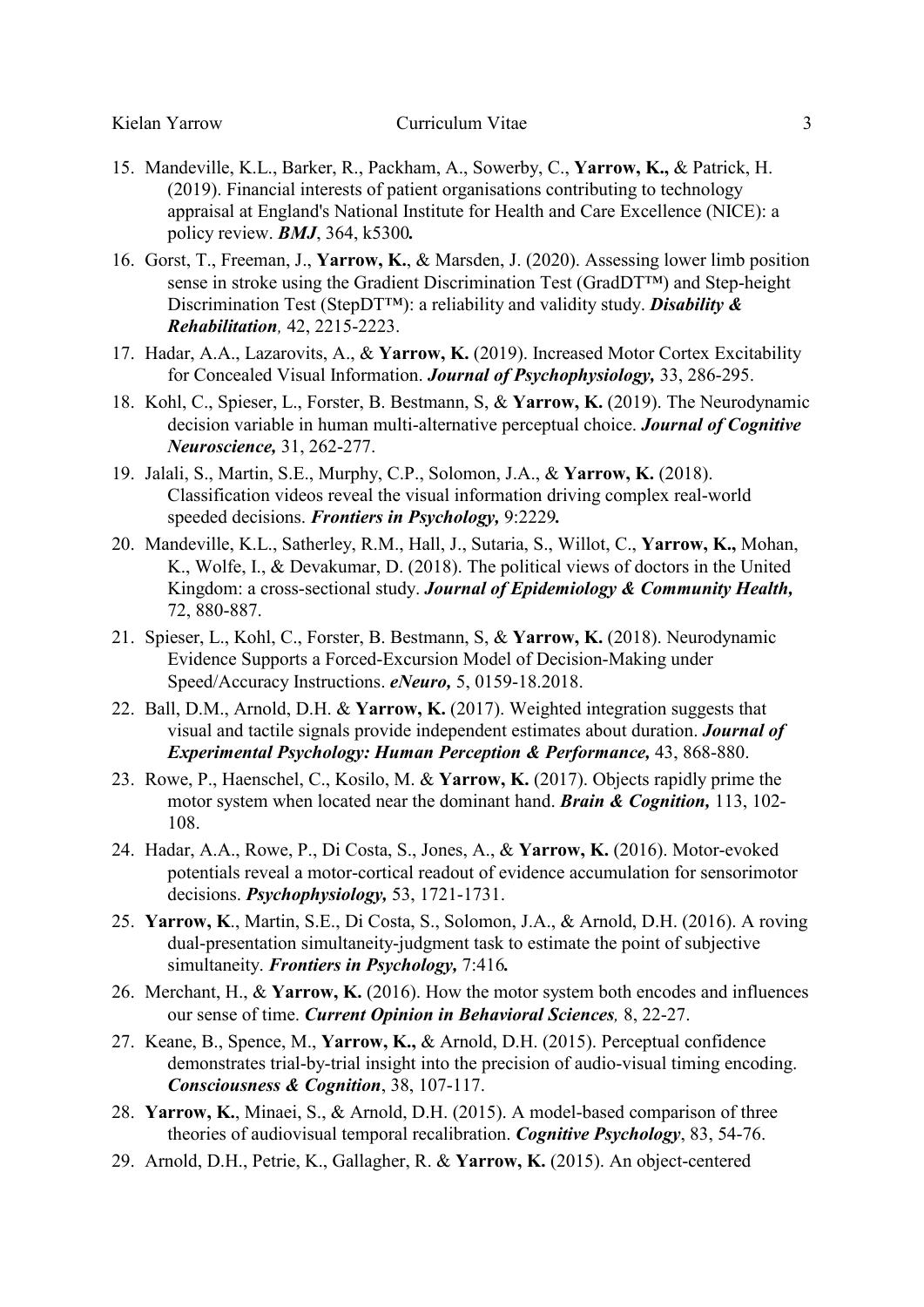15. Mandeville, K.L., Barker, R., Packham, A., Sowerby, C., **Yarrow, K.,** & Patrick, H. (2019). Financial interests of patient organisations contributing to technology appraisal at England's National Institute for Health and Care Excellence (NICE): a policy review. ***BMJ***, 364, k5300***.***
16. Gorst, T., Freeman, J., **Yarrow, K.**, & Marsden, J. (2020). Assessing lower limb position sense in stroke using the Gradient Discrimination Test (GradDT™) and Step-height Discrimination Test (StepDT™): a reliability and validity study. ***Disability & Rehabilitation,*** 42, 2215-2223.
17. Hadar, A.A., Lazarovits, A., & **Yarrow, K.** (2019). Increased Motor Cortex Excitability for Concealed Visual Information. ***Journal of Psychophysiology,*** 33, 286-295.
18. Kohl, C., Spieser, L., Forster, B. Bestmann, S, & **Yarrow, K.** (2019). The Neurodynamic decision variable in human multi-alternative perceptual choice. ***Journal of Cognitive Neuroscience,*** 31, 262-277.
19. Jalali, S., Martin, S.E., Murphy, C.P., Solomon, J.A., & **Yarrow, K.** (2018). Classification videos reveal the visual information driving complex real-world speeded decisions. ***Frontiers in Psychology,*** 9:2229***.***
20. Mandeville, K.L., Satherley, R.M., Hall, J., Sutaria, S., Willot, C., **Yarrow, K.,** Mohan, K., Wolfe, I., & Devakumar, D. (2018). The political views of doctors in the United Kingdom: a cross-sectional study. ***Journal of Epidemiology & Community Health,*** 72, 880-887.
21. Spieser, L., Kohl, C., Forster, B. Bestmann, S, & **Yarrow, K.** (2018). Neurodynamic Evidence Supports a Forced-Excursion Model of Decision-Making under Speed/Accuracy Instructions. ***eNeuro,*** 5, 0159-18.2018.
22. Ball, D.M., Arnold, D.H. & **Yarrow, K.** (2017). Weighted integration suggests that visual and tactile signals provide independent estimates about duration. ***Journal of Experimental Psychology: Human Perception & Performance,*** 43, 868-880.
23. Rowe, P., Haenschel, C., Kosilo, M. & **Yarrow, K.** (2017). Objects rapidly prime the motor system when located near the dominant hand. ***Brain & Cognition,*** 113, 102-108.
24. Hadar, A.A., Rowe, P., Di Costa, S., Jones, A., & **Yarrow, K.** (2016). Motor-evoked potentials reveal a motor-cortical readout of evidence accumulation for sensorimotor decisions. ***Psychophysiology,*** 53, 1721-1731.
25. **Yarrow, K**., Martin, S.E., Di Costa, S., Solomon, J.A., & Arnold, D.H. (2016). A roving dual-presentation simultaneity-judgment task to estimate the point of subjective simultaneity. ***Frontiers in Psychology,*** 7:416***.***
26. Merchant, H., & **Yarrow, K.** (2016). How the motor system both encodes and influences our sense of time. ***Current Opinion in Behavioral Sciences,*** 8, 22-27.
27. Keane, B., Spence, M., **Yarrow, K.,** & Arnold, D.H. (2015). Perceptual confidence demonstrates trial-by-trial insight into the precision of audio-visual timing encoding. ***Consciousness & Cognition***, 38, 107-117.
28. **Yarrow, K.**, Minaei, S., & Arnold, D.H. (2015). A model-based comparison of three theories of audiovisual temporal recalibration. ***Cognitive Psychology***, 83, 54-76.
29. Arnold, D.H., Petrie, K., Gallagher, R. & **Yarrow, K.** (2015). An object-centered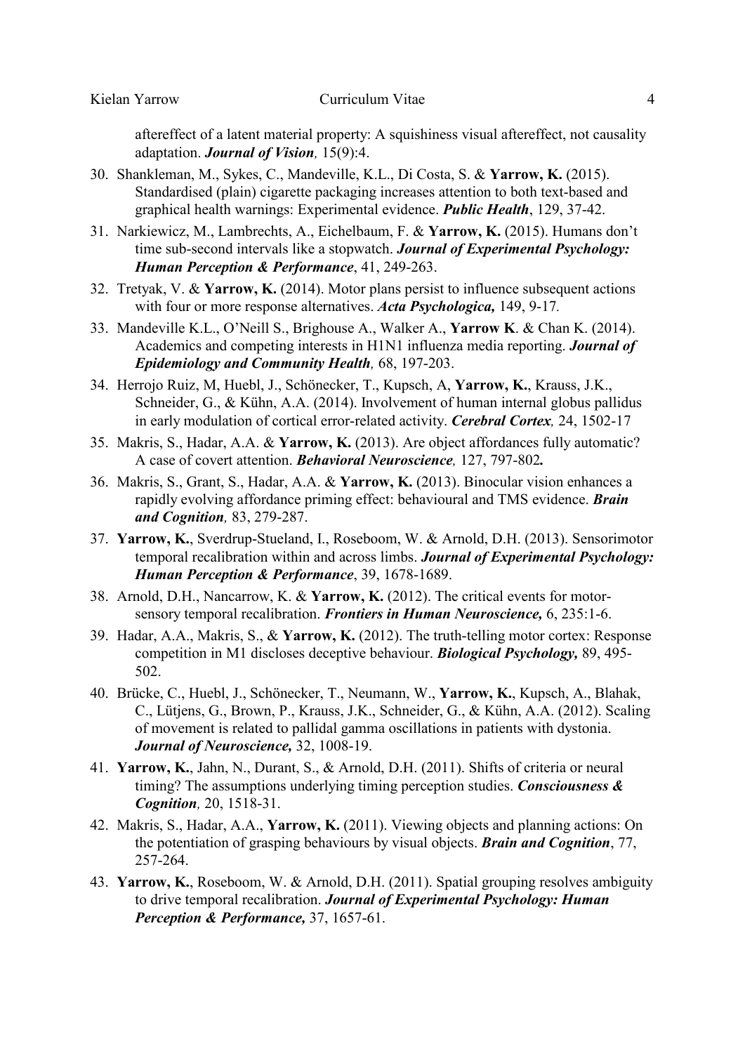aftereffect of a latent material property: A squishiness visual aftereffect, not causality adaptation. ***Journal of Vision****,* 15(9):4.

30. Shankleman, M., Sykes, C., Mandeville, K.L., Di Costa, S. & **Yarrow, K.** (2015). Standardised (plain) cigarette packaging increases attention to both text-based and graphical health warnings: Experimental evidence. ***Public Health***, 129, 37-42.
31. Narkiewicz, M., Lambrechts, A., Eichelbaum, F. & **Yarrow, K.** (2015). Humans don't time sub-second intervals like a stopwatch. ***Journal of Experimental Psychology: Human Perception & Performance***, 41, 249-263.
32. Tretyak, V. & **Yarrow, K.** (2014). Motor plans persist to influence subsequent actions with four or more response alternatives. ***Acta Psychologica,*** 149, 9-17*.*
33. Mandeville K.L., O'Neill S., Brighouse A., Walker A., **Yarrow K**. & Chan K. (2014). Academics and competing interests in H1N1 influenza media reporting. ***Journal of Epidemiology and Community Health****,* 68, 197-203.
34. Herrojo Ruiz, M, Huebl, J., Schönecker, T., Kupsch, A, **Yarrow, K.**, Krauss, J.K., Schneider, G., & Kühn, A.A. (2014). Involvement of human internal globus pallidus in early modulation of cortical error-related activity. ***Cerebral Cortex****,* 24, 1502-17
35. Makris, S., Hadar, A.A. & **Yarrow, K.** (2013). Are object affordances fully automatic? A case of covert attention. ***Behavioral Neuroscience****,* 127, 797-802***.***
36. Makris, S., Grant, S., Hadar, A.A. & **Yarrow, K.** (2013). Binocular vision enhances a rapidly evolving affordance priming effect: behavioural and TMS evidence. ***Brain and Cognition****,* 83, 279-287.
37. **Yarrow, K.**, Sverdrup-Stueland, I., Roseboom, W. & Arnold, D.H. (2013). Sensorimotor temporal recalibration within and across limbs. ***Journal of Experimental Psychology: Human Perception & Performance***, 39, 1678-1689.
38. Arnold, D.H., Nancarrow, K. & **Yarrow, K.** (2012). The critical events for motor-sensory temporal recalibration. ***Frontiers in Human Neuroscience,*** 6, 235:1-6.
39. Hadar, A.A., Makris, S., & **Yarrow, K.** (2012). The truth-telling motor cortex: Response competition in M1 discloses deceptive behaviour. ***Biological Psychology,*** 89, 495-502.
40. Brücke, C., Huebl, J., Schönecker, T., Neumann, W., **Yarrow, K.**, Kupsch, A., Blahak, C., Lütjens, G., Brown, P., Krauss, J.K., Schneider, G., & Kühn, A.A. (2012). Scaling of movement is related to pallidal gamma oscillations in patients with dystonia. ***Journal of Neuroscience,*** 32, 1008-19.
41. **Yarrow, K.**, Jahn, N., Durant, S., & Arnold, D.H. (2011). Shifts of criteria or neural timing? The assumptions underlying timing perception studies. ***Consciousness & Cognition****,* 20, 1518-31.
42. Makris, S., Hadar, A.A., **Yarrow, K.** (2011). Viewing objects and planning actions: On the potentiation of grasping behaviours by visual objects. ***Brain and Cognition***, 77, 257-264.
43. **Yarrow, K.**, Roseboom, W. & Arnold, D.H. (2011). Spatial grouping resolves ambiguity to drive temporal recalibration. ***Journal of Experimental Psychology: Human Perception & Performance,*** 37, 1657-61.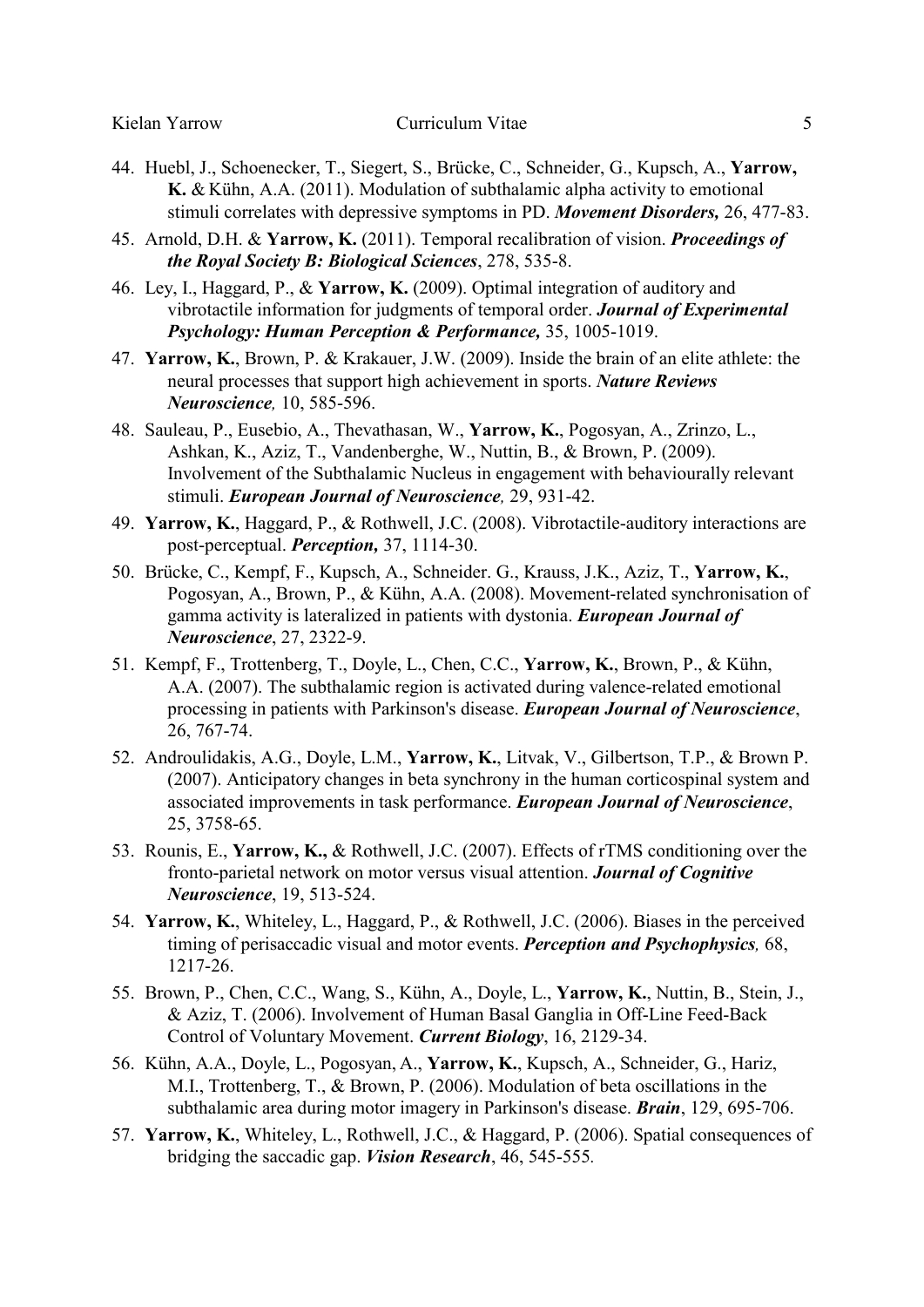44. Huebl, J., Schoenecker, T., Siegert, S., Brücke, C., Schneider, G., Kupsch, A., **Yarrow, K.** & Kühn, A.A. (2011). Modulation of subthalamic alpha activity to emotional stimuli correlates with depressive symptoms in PD. ***Movement Disorders,*** 26, 477-83.
45. Arnold, D.H. & **Yarrow, K.** (2011). Temporal recalibration of vision. ***Proceedings of the Royal Society B: Biological Sciences***, 278, 535-8.
46. Ley, I., Haggard, P., & **Yarrow, K.** (2009). Optimal integration of auditory and vibrotactile information for judgments of temporal order. ***Journal of Experimental Psychology: Human Perception & Performance,*** 35, 1005-1019.
47. **Yarrow, K.**, Brown, P. & Krakauer, J.W. (2009). Inside the brain of an elite athlete: the neural processes that support high achievement in sports. ***Nature Reviews Neuroscience,*** 10, 585-596.
48. Sauleau, P., Eusebio, A., Thevathasan, W., **Yarrow, K.**, Pogosyan, A., Zrinzo, L., Ashkan, K., Aziz, T., Vandenberghe, W., Nuttin, B., & Brown, P. (2009). Involvement of the Subthalamic Nucleus in engagement with behaviourally relevant stimuli. ***European Journal of Neuroscience,*** 29, 931-42.
49. **Yarrow, K.**, Haggard, P., & Rothwell, J.C. (2008). Vibrotactile-auditory interactions are post-perceptual. ***Perception,*** 37, 1114-30.
50. Brücke, C., Kempf, F., Kupsch, A., Schneider. G., Krauss, J.K., Aziz, T., **Yarrow, K.**, Pogosyan, A., Brown, P., & Kühn, A.A. (2008). Movement-related synchronisation of gamma activity is lateralized in patients with dystonia. ***European Journal of Neuroscience***, 27, 2322-9.
51. Kempf, F., Trottenberg, T., Doyle, L., Chen, C.C., **Yarrow, K.**, Brown, P., & Kühn, A.A. (2007). The subthalamic region is activated during valence-related emotional processing in patients with Parkinson's disease. ***European Journal of Neuroscience***, 26, 767-74.
52. Androulidakis, A.G., Doyle, L.M., **Yarrow, K.**, Litvak, V., Gilbertson, T.P., & Brown P. (2007). Anticipatory changes in beta synchrony in the human corticospinal system and associated improvements in task performance. ***European Journal of Neuroscience***, 25, 3758-65.
53. Rounis, E., **Yarrow, K.,** & Rothwell, J.C. (2007). Effects of rTMS conditioning over the fronto-parietal network on motor versus visual attention. ***Journal of Cognitive Neuroscience***, 19, 513-524.
54. **Yarrow, K.**, Whiteley, L., Haggard, P., & Rothwell, J.C. (2006). Biases in the perceived timing of perisaccadic visual and motor events. ***Perception and Psychophysics,*** 68, 1217-26.
55. Brown, P., Chen, C.C., Wang, S., Kühn, A., Doyle, L., **Yarrow, K.**, Nuttin, B., Stein, J., & Aziz, T. (2006). Involvement of Human Basal Ganglia in Off-Line Feed-Back Control of Voluntary Movement. ***Current Biology***, 16, 2129-34.
56. Kühn, A.A., Doyle, L., Pogosyan, A., **Yarrow, K.**, Kupsch, A., Schneider, G., Hariz, M.I., Trottenberg, T., & Brown, P. (2006). Modulation of beta oscillations in the subthalamic area during motor imagery in Parkinson's disease. ***Brain***, 129, 695-706.
57. **Yarrow, K.**, Whiteley, L., Rothwell, J.C., & Haggard, P. (2006). Spatial consequences of bridging the saccadic gap. ***Vision Research***, 46, 545-555.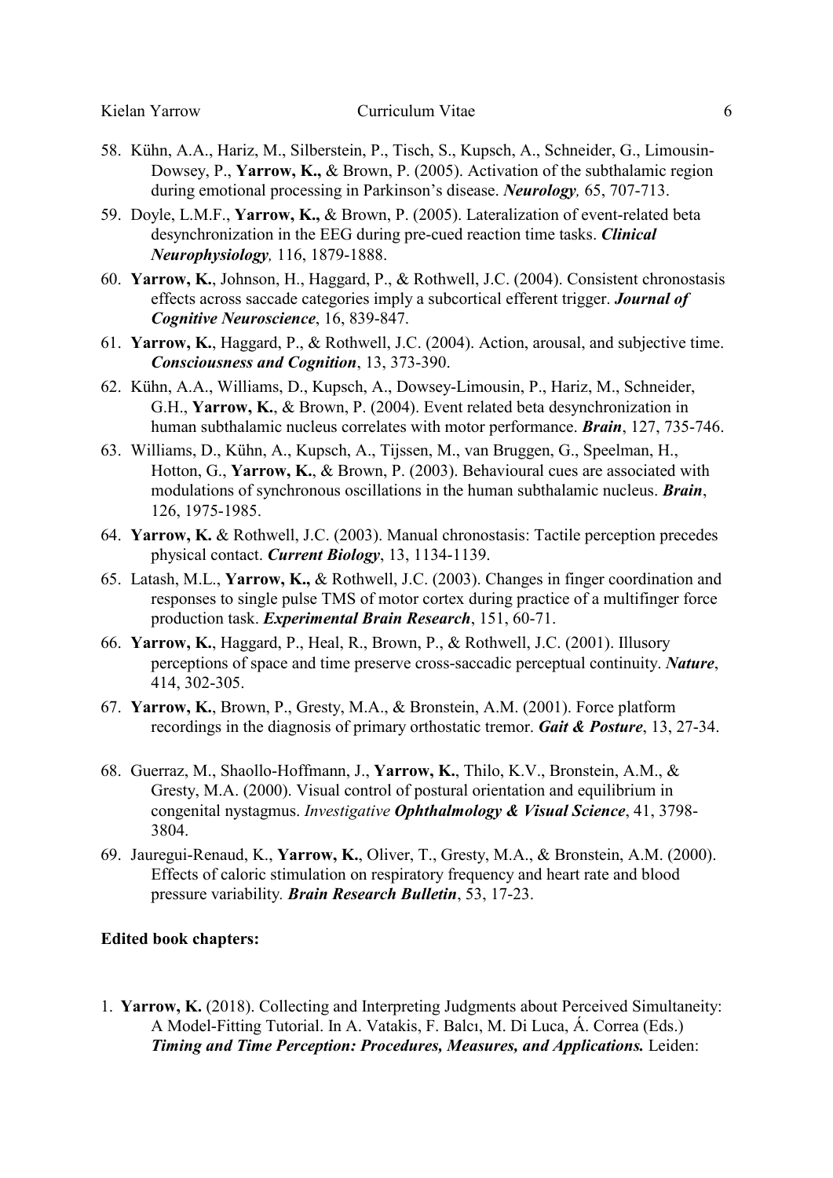58. Kühn, A.A., Hariz, M., Silberstein, P., Tisch, S., Kupsch, A., Schneider, G., Limousin-Dowsey, P., **Yarrow, K.,** & Brown, P. (2005). Activation of the subthalamic region during emotional processing in Parkinson's disease. ***Neurology,*** 65, 707-713.
59. Doyle, L.M.F., **Yarrow, K.,** & Brown, P. (2005). Lateralization of event-related beta desynchronization in the EEG during pre-cued reaction time tasks. ***Clinical Neurophysiology,*** 116, 1879-1888.
60. **Yarrow, K.**, Johnson, H., Haggard, P., & Rothwell, J.C. (2004). Consistent chronostasis effects across saccade categories imply a subcortical efferent trigger. ***Journal of Cognitive Neuroscience***, 16, 839-847.
61. **Yarrow, K.**, Haggard, P., & Rothwell, J.C. (2004). Action, arousal, and subjective time. ***Consciousness and Cognition***, 13, 373-390.
62. Kühn, A.A., Williams, D., Kupsch, A., Dowsey-Limousin, P., Hariz, M., Schneider, G.H., **Yarrow, K.**, & Brown, P. (2004). Event related beta desynchronization in human subthalamic nucleus correlates with motor performance. ***Brain***, 127, 735-746.
63. Williams, D., Kühn, A., Kupsch, A., Tijssen, M., van Bruggen, G., Speelman, H., Hotton, G., **Yarrow, K.**, & Brown, P. (2003). Behavioural cues are associated with modulations of synchronous oscillations in the human subthalamic nucleus. ***Brain***, 126, 1975-1985.
64. **Yarrow, K.** & Rothwell, J.C. (2003). Manual chronostasis: Tactile perception precedes physical contact. ***Current Biology***, 13, 1134-1139.
65. Latash, M.L., **Yarrow, K.,** & Rothwell, J.C. (2003). Changes in finger coordination and responses to single pulse TMS of motor cortex during practice of a multifinger force production task. ***Experimental Brain Research***, 151, 60-71.
66. **Yarrow, K.**, Haggard, P., Heal, R., Brown, P., & Rothwell, J.C. (2001). Illusory perceptions of space and time preserve cross-saccadic perceptual continuity. ***Nature***, 414, 302-305.
67. **Yarrow, K.**, Brown, P., Gresty, M.A., & Bronstein, A.M. (2001). Force platform recordings in the diagnosis of primary orthostatic tremor. ***Gait & Posture***, 13, 27-34.
68. Guerraz, M., Shaollo-Hoffmann, J., **Yarrow, K.**, Thilo, K.V., Bronstein, A.M., & Gresty, M.A. (2000). Visual control of postural orientation and equilibrium in congenital nystagmus. *Investigative* ***Ophthalmology & Visual Science***, 41, 3798-3804.
69. Jauregui-Renaud, K., **Yarrow, K.**, Oliver, T., Gresty, M.A., & Bronstein, A.M. (2000). Effects of caloric stimulation on respiratory frequency and heart rate and blood pressure variability. ***Brain Research Bulletin***, 53, 17-23.

**Edited book chapters:**

1. **Yarrow, K.** (2018). Collecting and Interpreting Judgments about Perceived Simultaneity: A Model-Fitting Tutorial. In A. Vatakis, F. Balcı, M. Di Luca, Á. Correa (Eds.) ***Timing and Time Perception: Procedures, Measures, and Applications.*** Leiden: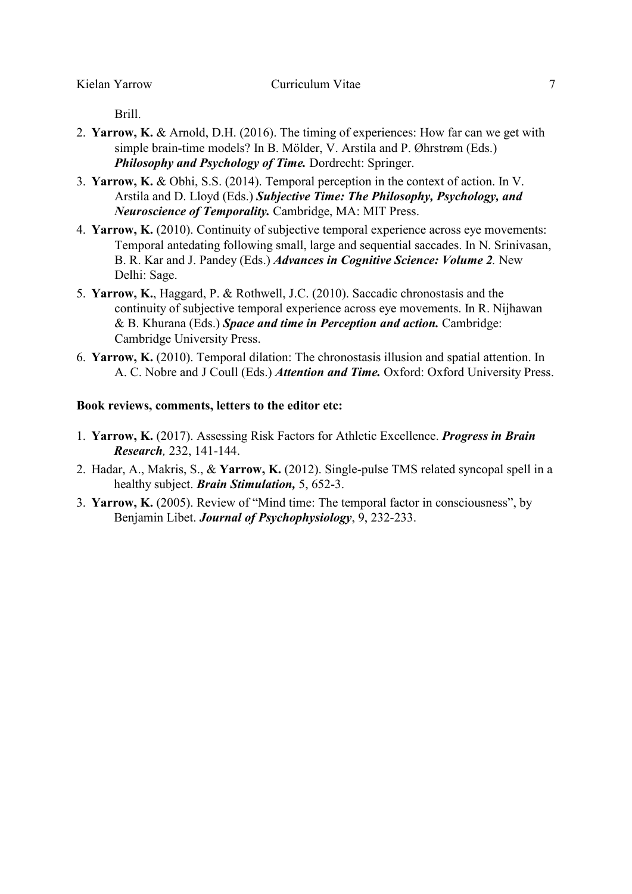Brill.

2. **Yarrow, K.** & Arnold, D.H. (2016). The timing of experiences: How far can we get with simple brain-time models? In B. Mölder, V. Arstila and P. Øhrstrøm (Eds.) ***Philosophy and Psychology of Time.*** Dordrecht: Springer.
3. **Yarrow, K.** & Obhi, S.S. (2014). Temporal perception in the context of action. In V. Arstila and D. Lloyd (Eds.) ***Subjective Time: The Philosophy, Psychology, and Neuroscience of Temporality.*** Cambridge, MA: MIT Press.
4. **Yarrow, K.** (2010). Continuity of subjective temporal experience across eye movements: Temporal antedating following small, large and sequential saccades. In N. Srinivasan, B. R. Kar and J. Pandey (Eds.) ***Advances in Cognitive Science: Volume 2.*** New Delhi: Sage.
5. **Yarrow, K.**, Haggard, P. & Rothwell, J.C. (2010). Saccadic chronostasis and the continuity of subjective temporal experience across eye movements. In R. Nijhawan & B. Khurana (Eds.) ***Space and time in Perception and action.*** Cambridge: Cambridge University Press.
6. **Yarrow, K.** (2010). Temporal dilation: The chronostasis illusion and spatial attention. In A. C. Nobre and J Coull (Eds.) ***Attention and Time.*** Oxford: Oxford University Press.

**Book reviews, comments, letters to the editor etc:**

1. **Yarrow, K.** (2017). Assessing Risk Factors for Athletic Excellence. ***Progress in Brain Research,*** 232, 141-144.
2. Hadar, A., Makris, S., & **Yarrow, K.** (2012). Single-pulse TMS related syncopal spell in a healthy subject. ***Brain Stimulation,*** 5, 652-3.
3. **Yarrow, K.** (2005). Review of "Mind time: The temporal factor in consciousness", by Benjamin Libet. ***Journal of Psychophysiology***, 9, 232-233.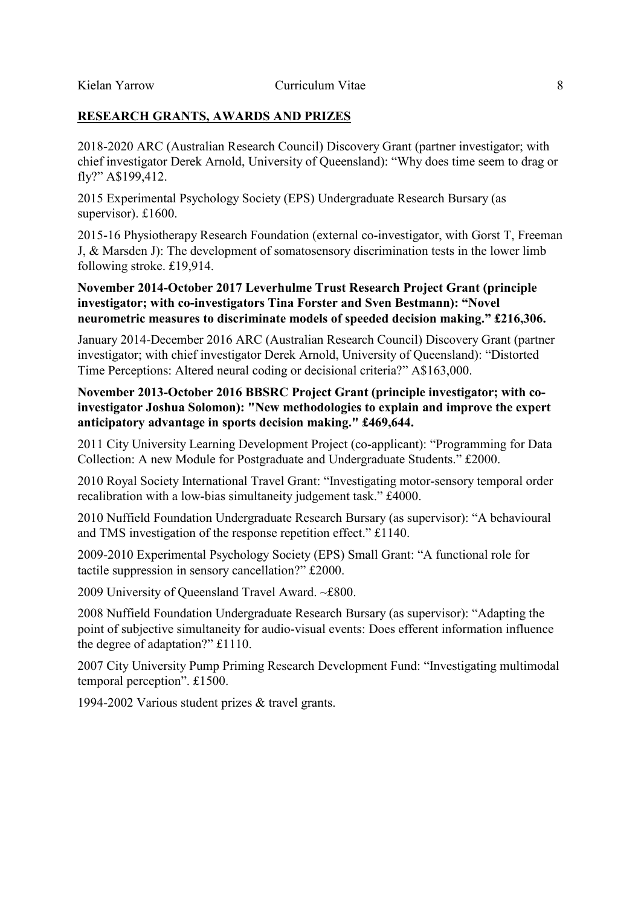## RESEARCH GRANTS, AWARDS AND PRIZES

2018-2020 ARC (Australian Research Council) Discovery Grant (partner investigator; with chief investigator Derek Arnold, University of Queensland): "Why does time seem to drag or fly?" A$199,412.

2015 Experimental Psychology Society (EPS) Undergraduate Research Bursary (as supervisor). £1600.

2015-16 Physiotherapy Research Foundation (external co-investigator, with Gorst T, Freeman J, & Marsden J): The development of somatosensory discrimination tests in the lower limb following stroke. £19,914.

**November 2014-October 2017 Leverhulme Trust Research Project Grant (principle investigator; with co-investigators Tina Forster and Sven Bestmann): "Novel neurometric measures to discriminate models of speeded decision making." £216,306.**

January 2014-December 2016 ARC (Australian Research Council) Discovery Grant (partner investigator; with chief investigator Derek Arnold, University of Queensland): "Distorted Time Perceptions: Altered neural coding or decisional criteria?" A$163,000.

**November 2013-October 2016 BBSRC Project Grant (principle investigator; with co-investigator Joshua Solomon): "New methodologies to explain and improve the expert anticipatory advantage in sports decision making." £469,644.**

2011 City University Learning Development Project (co-applicant): "Programming for Data Collection: A new Module for Postgraduate and Undergraduate Students." £2000.

2010 Royal Society International Travel Grant: "Investigating motor-sensory temporal order recalibration with a low-bias simultaneity judgement task." £4000.

2010 Nuffield Foundation Undergraduate Research Bursary (as supervisor): "A behavioural and TMS investigation of the response repetition effect." £1140.

2009-2010 Experimental Psychology Society (EPS) Small Grant: "A functional role for tactile suppression in sensory cancellation?" £2000.

2009 University of Queensland Travel Award. ~£800.

2008 Nuffield Foundation Undergraduate Research Bursary (as supervisor): "Adapting the point of subjective simultaneity for audio-visual events: Does efferent information influence the degree of adaptation?" £1110.

2007 City University Pump Priming Research Development Fund: "Investigating multimodal temporal perception". £1500.

1994-2002 Various student prizes & travel grants.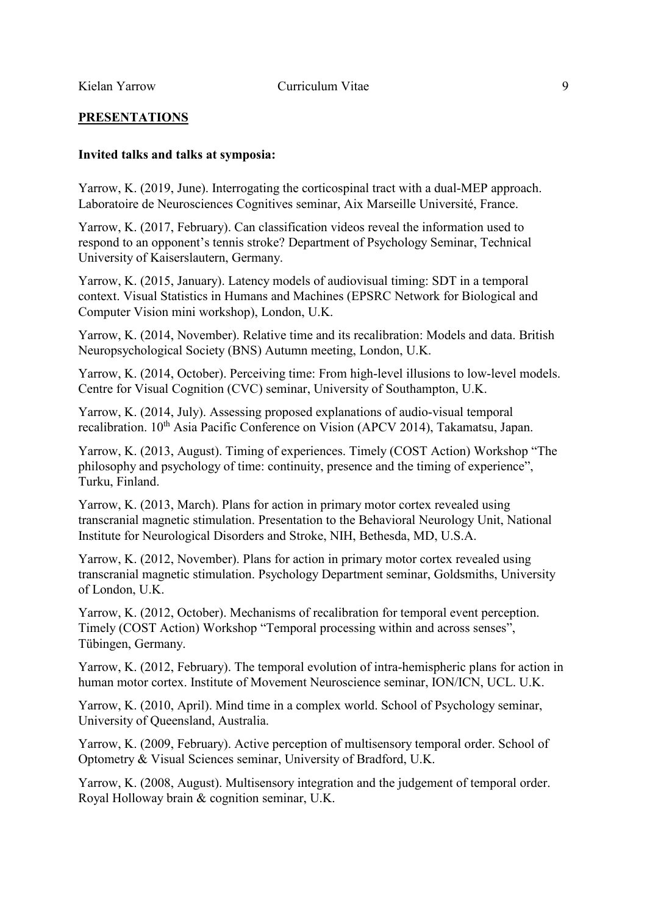## PRESENTATIONS

### Invited talks and talks at symposia:

Yarrow, K. (2019, June). Interrogating the corticospinal tract with a dual-MEP approach. Laboratoire de Neurosciences Cognitives seminar, Aix Marseille Université, France.

Yarrow, K. (2017, February). Can classification videos reveal the information used to respond to an opponent's tennis stroke? Department of Psychology Seminar, Technical University of Kaiserslautern, Germany.

Yarrow, K. (2015, January). Latency models of audiovisual timing: SDT in a temporal context. Visual Statistics in Humans and Machines (EPSRC Network for Biological and Computer Vision mini workshop), London, U.K.

Yarrow, K. (2014, November). Relative time and its recalibration: Models and data. British Neuropsychological Society (BNS) Autumn meeting, London, U.K.

Yarrow, K. (2014, October). Perceiving time: From high-level illusions to low-level models. Centre for Visual Cognition (CVC) seminar, University of Southampton, U.K.

Yarrow, K. (2014, July). Assessing proposed explanations of audio-visual temporal recalibration. 10th Asia Pacific Conference on Vision (APCV 2014), Takamatsu, Japan.

Yarrow, K. (2013, August). Timing of experiences. Timely (COST Action) Workshop "The philosophy and psychology of time: continuity, presence and the timing of experience", Turku, Finland.

Yarrow, K. (2013, March). Plans for action in primary motor cortex revealed using transcranial magnetic stimulation. Presentation to the Behavioral Neurology Unit, National Institute for Neurological Disorders and Stroke, NIH, Bethesda, MD, U.S.A.

Yarrow, K. (2012, November). Plans for action in primary motor cortex revealed using transcranial magnetic stimulation. Psychology Department seminar, Goldsmiths, University of London, U.K.

Yarrow, K. (2012, October). Mechanisms of recalibration for temporal event perception. Timely (COST Action) Workshop "Temporal processing within and across senses", Tübingen, Germany.

Yarrow, K. (2012, February). The temporal evolution of intra-hemispheric plans for action in human motor cortex. Institute of Movement Neuroscience seminar, ION/ICN, UCL. U.K.

Yarrow, K. (2010, April). Mind time in a complex world. School of Psychology seminar, University of Queensland, Australia.

Yarrow, K. (2009, February). Active perception of multisensory temporal order. School of Optometry & Visual Sciences seminar, University of Bradford, U.K.

Yarrow, K. (2008, August). Multisensory integration and the judgement of temporal order. Royal Holloway brain & cognition seminar, U.K.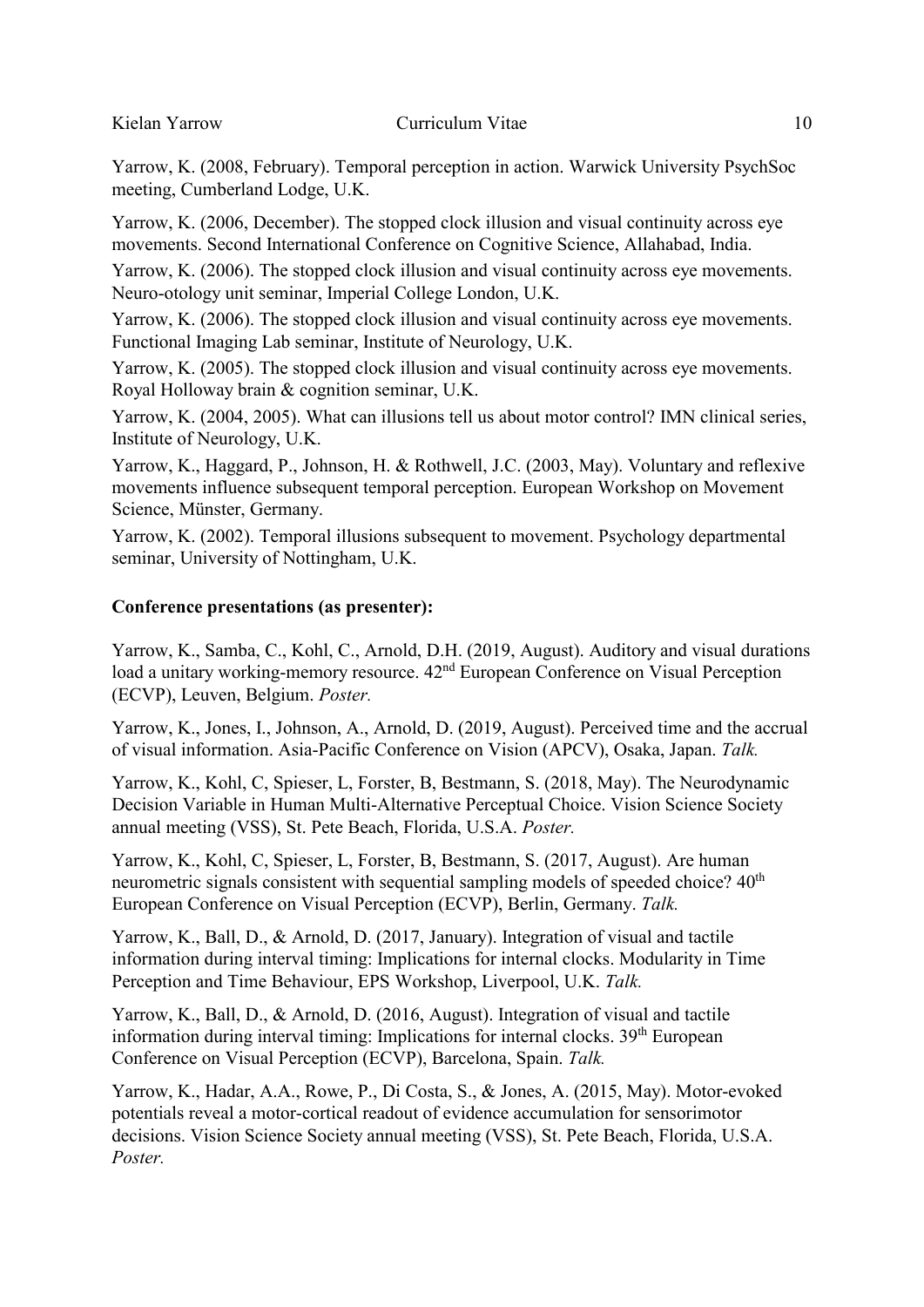Yarrow, K. (2008, February). Temporal perception in action. Warwick University PsychSoc meeting, Cumberland Lodge, U.K.

Yarrow, K. (2006, December). The stopped clock illusion and visual continuity across eye movements. Second International Conference on Cognitive Science, Allahabad, India.

Yarrow, K. (2006). The stopped clock illusion and visual continuity across eye movements. Neuro-otology unit seminar, Imperial College London, U.K.

Yarrow, K. (2006). The stopped clock illusion and visual continuity across eye movements. Functional Imaging Lab seminar, Institute of Neurology, U.K.

Yarrow, K. (2005). The stopped clock illusion and visual continuity across eye movements. Royal Holloway brain & cognition seminar, U.K.

Yarrow, K. (2004, 2005). What can illusions tell us about motor control? IMN clinical series, Institute of Neurology, U.K.

Yarrow, K., Haggard, P., Johnson, H. & Rothwell, J.C. (2003, May). Voluntary and reflexive movements influence subsequent temporal perception. European Workshop on Movement Science, Münster, Germany.

Yarrow, K. (2002). Temporal illusions subsequent to movement. Psychology departmental seminar, University of Nottingham, U.K.

**Conference presentations (as presenter):**

Yarrow, K., Samba, C., Kohl, C., Arnold, D.H. (2019, August). Auditory and visual durations load a unitary working-memory resource. 42nd European Conference on Visual Perception (ECVP), Leuven, Belgium. *Poster.*

Yarrow, K., Jones, I., Johnson, A., Arnold, D. (2019, August). Perceived time and the accrual of visual information. Asia-Pacific Conference on Vision (APCV), Osaka, Japan. *Talk.*

Yarrow, K., Kohl, C, Spieser, L, Forster, B, Bestmann, S. (2018, May). The Neurodynamic Decision Variable in Human Multi-Alternative Perceptual Choice. Vision Science Society annual meeting (VSS), St. Pete Beach, Florida, U.S.A. *Poster.*

Yarrow, K., Kohl, C, Spieser, L, Forster, B, Bestmann, S. (2017, August). Are human neurometric signals consistent with sequential sampling models of speeded choice? 40th European Conference on Visual Perception (ECVP), Berlin, Germany. *Talk.*

Yarrow, K., Ball, D., & Arnold, D. (2017, January). Integration of visual and tactile information during interval timing: Implications for internal clocks. Modularity in Time Perception and Time Behaviour, EPS Workshop, Liverpool, U.K. *Talk.*

Yarrow, K., Ball, D., & Arnold, D. (2016, August). Integration of visual and tactile information during interval timing: Implications for internal clocks. 39th European Conference on Visual Perception (ECVP), Barcelona, Spain. *Talk.*

Yarrow, K., Hadar, A.A., Rowe, P., Di Costa, S., & Jones, A. (2015, May). Motor-evoked potentials reveal a motor-cortical readout of evidence accumulation for sensorimotor decisions. Vision Science Society annual meeting (VSS), St. Pete Beach, Florida, U.S.A. *Poster.*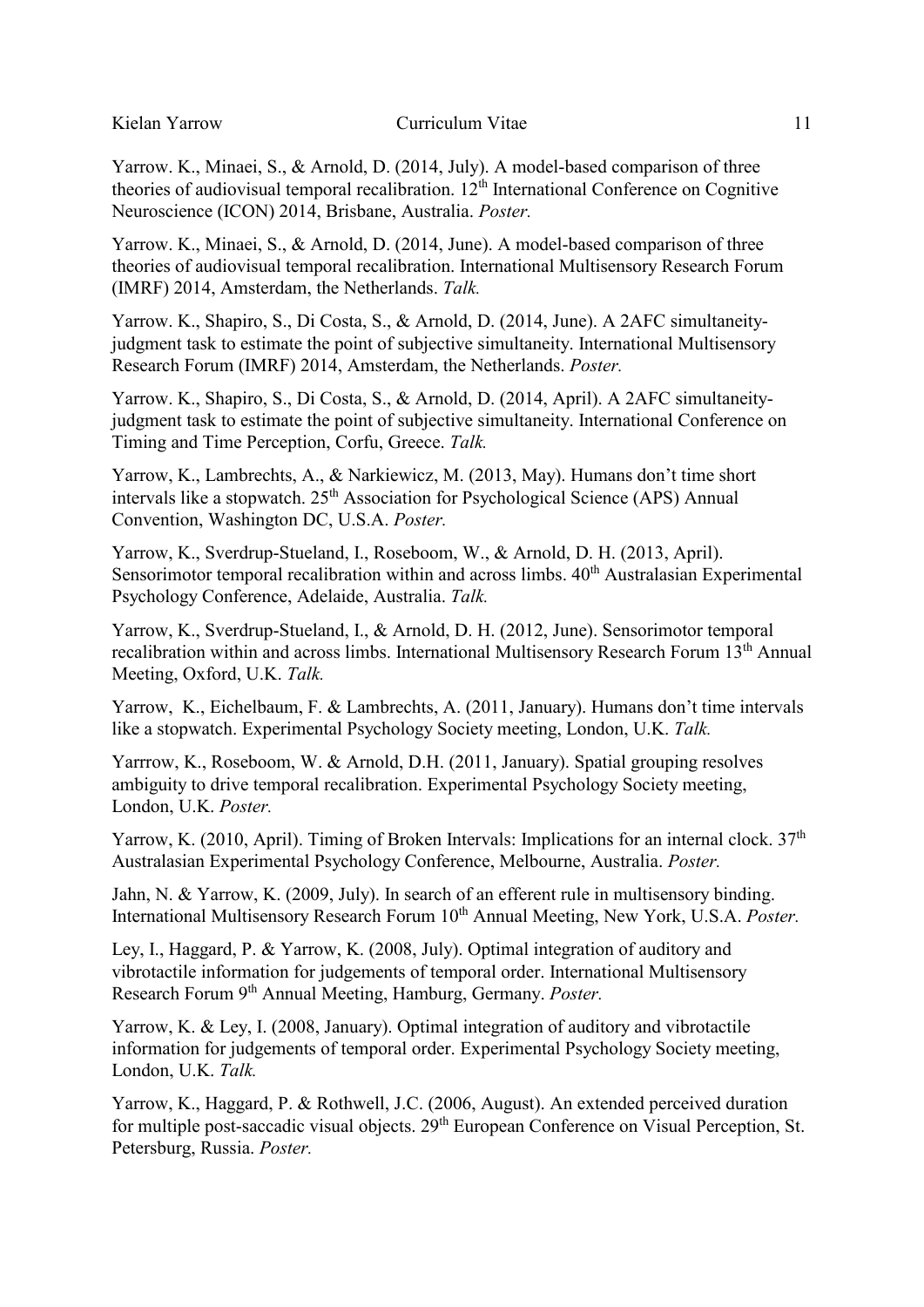Yarrow. K., Minaei, S., & Arnold, D. (2014, July). A model-based comparison of three theories of audiovisual temporal recalibration. 12th International Conference on Cognitive Neuroscience (ICON) 2014, Brisbane, Australia. *Poster.*

Yarrow. K., Minaei, S., & Arnold, D. (2014, June). A model-based comparison of three theories of audiovisual temporal recalibration. International Multisensory Research Forum (IMRF) 2014, Amsterdam, the Netherlands. *Talk.*

Yarrow. K., Shapiro, S., Di Costa, S., & Arnold, D. (2014, June). A 2AFC simultaneity-judgment task to estimate the point of subjective simultaneity. International Multisensory Research Forum (IMRF) 2014, Amsterdam, the Netherlands. *Poster.*

Yarrow. K., Shapiro, S., Di Costa, S., & Arnold, D. (2014, April). A 2AFC simultaneity-judgment task to estimate the point of subjective simultaneity. International Conference on Timing and Time Perception, Corfu, Greece. *Talk.*

Yarrow, K., Lambrechts, A., & Narkiewicz, M. (2013, May). Humans don't time short intervals like a stopwatch. 25th Association for Psychological Science (APS) Annual Convention, Washington DC, U.S.A. *Poster.*

Yarrow, K., Sverdrup-Stueland, I., Roseboom, W., & Arnold, D. H. (2013, April). Sensorimotor temporal recalibration within and across limbs. 40th Australasian Experimental Psychology Conference, Adelaide, Australia. *Talk.*

Yarrow, K., Sverdrup-Stueland, I., & Arnold, D. H. (2012, June). Sensorimotor temporal recalibration within and across limbs. International Multisensory Research Forum 13th Annual Meeting, Oxford, U.K. *Talk.*

Yarrow, K., Eichelbaum, F. & Lambrechts, A. (2011, January). Humans don't time intervals like a stopwatch. Experimental Psychology Society meeting, London, U.K. *Talk.*

Yarrrow, K., Roseboom, W. & Arnold, D.H. (2011, January). Spatial grouping resolves ambiguity to drive temporal recalibration. Experimental Psychology Society meeting, London, U.K. *Poster.*

Yarrow, K. (2010, April). Timing of Broken Intervals: Implications for an internal clock. 37th Australasian Experimental Psychology Conference, Melbourne, Australia. *Poster.*

Jahn, N. & Yarrow, K. (2009, July). In search of an efferent rule in multisensory binding. International Multisensory Research Forum 10th Annual Meeting, New York, U.S.A. *Poster.*

Ley, I., Haggard, P. & Yarrow, K. (2008, July). Optimal integration of auditory and vibrotactile information for judgements of temporal order. International Multisensory Research Forum 9th Annual Meeting, Hamburg, Germany. *Poster.*

Yarrow, K. & Ley, I. (2008, January). Optimal integration of auditory and vibrotactile information for judgements of temporal order. Experimental Psychology Society meeting, London, U.K. *Talk.*

Yarrow, K., Haggard, P. & Rothwell, J.C. (2006, August). An extended perceived duration for multiple post-saccadic visual objects. 29th European Conference on Visual Perception, St. Petersburg, Russia. *Poster.*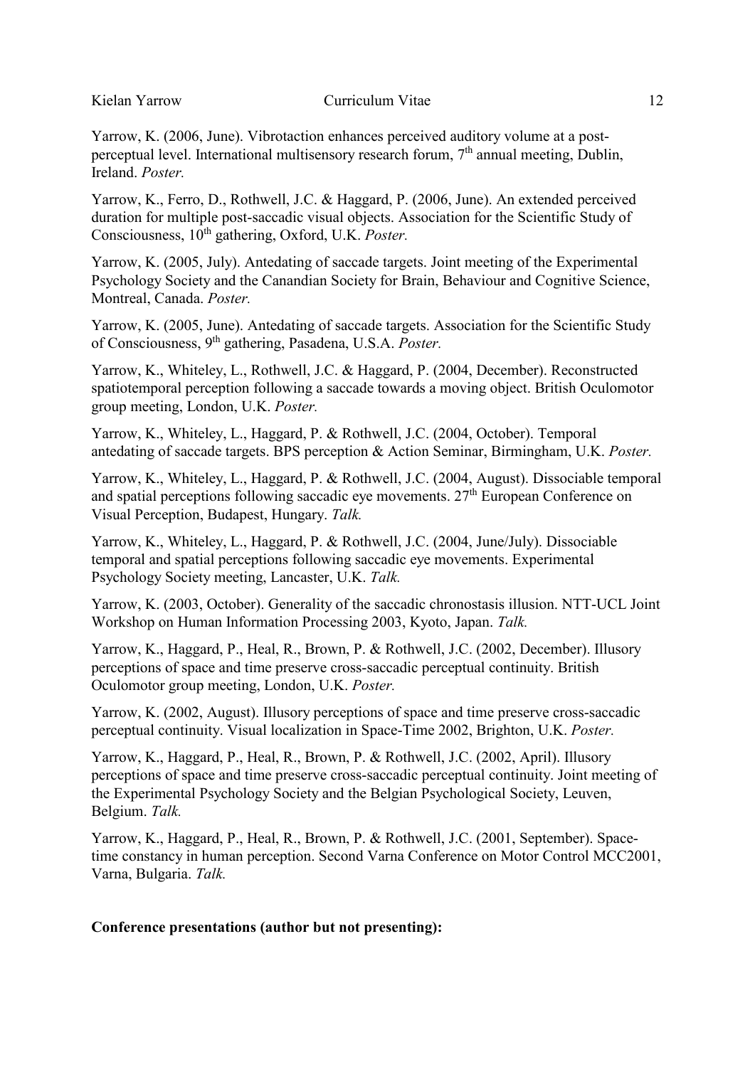Yarrow, K. (2006, June). Vibrotaction enhances perceived auditory volume at a post-perceptual level. International multisensory research forum, 7th annual meeting, Dublin, Ireland. *Poster.*

Yarrow, K., Ferro, D., Rothwell, J.C. & Haggard, P. (2006, June). An extended perceived duration for multiple post-saccadic visual objects. Association for the Scientific Study of Consciousness, 10th gathering, Oxford, U.K. *Poster.*

Yarrow, K. (2005, July). Antedating of saccade targets. Joint meeting of the Experimental Psychology Society and the Canandian Society for Brain, Behaviour and Cognitive Science, Montreal, Canada. *Poster.*

Yarrow, K. (2005, June). Antedating of saccade targets. Association for the Scientific Study of Consciousness, 9th gathering, Pasadena, U.S.A. *Poster.*

Yarrow, K., Whiteley, L., Rothwell, J.C. & Haggard, P. (2004, December). Reconstructed spatiotemporal perception following a saccade towards a moving object. British Oculomotor group meeting, London, U.K. *Poster.*

Yarrow, K., Whiteley, L., Haggard, P. & Rothwell, J.C. (2004, October). Temporal antedating of saccade targets. BPS perception & Action Seminar, Birmingham, U.K. *Poster.*

Yarrow, K., Whiteley, L., Haggard, P. & Rothwell, J.C. (2004, August). Dissociable temporal and spatial perceptions following saccadic eye movements. 27th European Conference on Visual Perception, Budapest, Hungary. *Talk.*

Yarrow, K., Whiteley, L., Haggard, P. & Rothwell, J.C. (2004, June/July). Dissociable temporal and spatial perceptions following saccadic eye movements. Experimental Psychology Society meeting, Lancaster, U.K. *Talk.*

Yarrow, K. (2003, October). Generality of the saccadic chronostasis illusion. NTT-UCL Joint Workshop on Human Information Processing 2003, Kyoto, Japan. *Talk.*

Yarrow, K., Haggard, P., Heal, R., Brown, P. & Rothwell, J.C. (2002, December). Illusory perceptions of space and time preserve cross-saccadic perceptual continuity. British Oculomotor group meeting, London, U.K. *Poster.*

Yarrow, K. (2002, August). Illusory perceptions of space and time preserve cross-saccadic perceptual continuity. Visual localization in Space-Time 2002, Brighton, U.K. *Poster.*

Yarrow, K., Haggard, P., Heal, R., Brown, P. & Rothwell, J.C. (2002, April). Illusory perceptions of space and time preserve cross-saccadic perceptual continuity. Joint meeting of the Experimental Psychology Society and the Belgian Psychological Society, Leuven, Belgium. *Talk.*

Yarrow, K., Haggard, P., Heal, R., Brown, P. & Rothwell, J.C. (2001, September). Space-time constancy in human perception. Second Varna Conference on Motor Control MCC2001, Varna, Bulgaria. *Talk.*

**Conference presentations (author but not presenting):**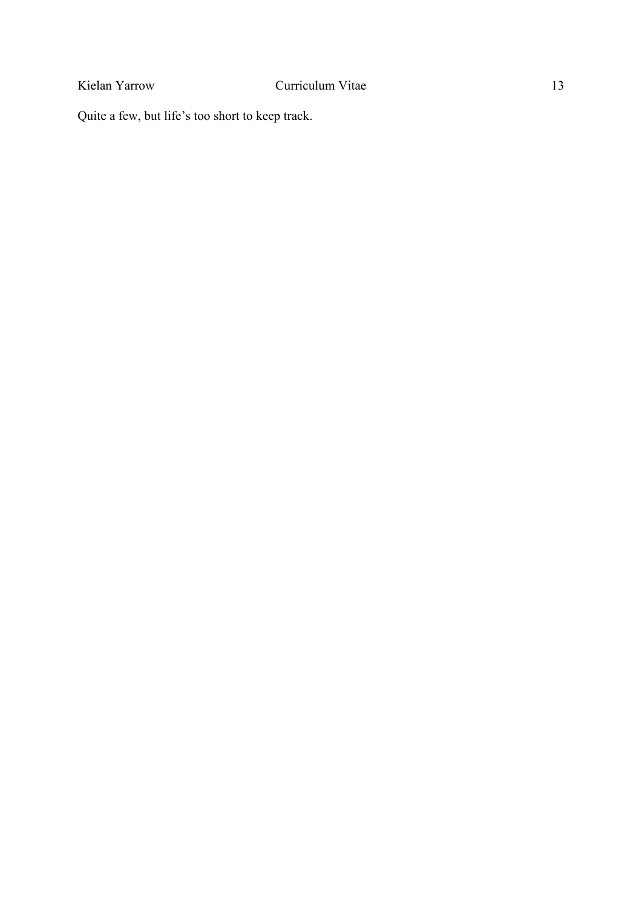Quite a few, but life's too short to keep track.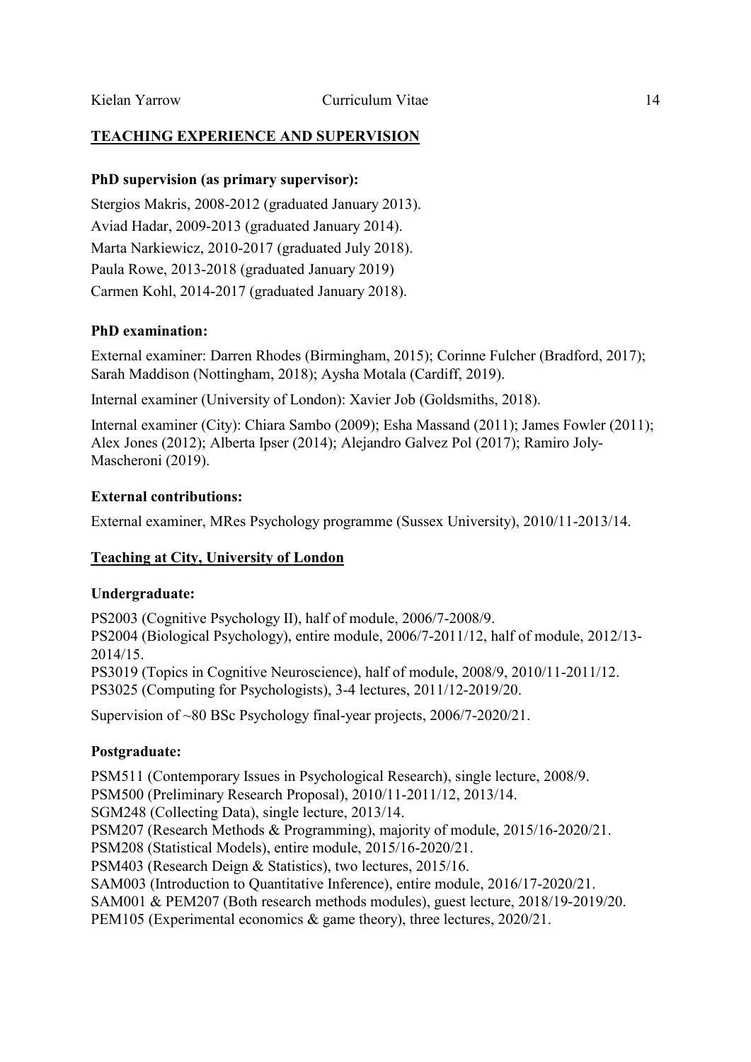## TEACHING EXPERIENCE AND SUPERVISION

**PhD supervision (as primary supervisor):**

Stergios Makris, 2008-2012 (graduated January 2013).
Aviad Hadar, 2009-2013 (graduated January 2014).
Marta Narkiewicz, 2010-2017 (graduated July 2018).
Paula Rowe, 2013-2018 (graduated January 2019)
Carmen Kohl, 2014-2017 (graduated January 2018).

**PhD examination:**

External examiner: Darren Rhodes (Birmingham, 2015); Corinne Fulcher (Bradford, 2017); Sarah Maddison (Nottingham, 2018); Aysha Motala (Cardiff, 2019).

Internal examiner (University of London): Xavier Job (Goldsmiths, 2018).

Internal examiner (City): Chiara Sambo (2009); Esha Massand (2011); James Fowler (2011); Alex Jones (2012); Alberta Ipser (2014); Alejandro Galvez Pol (2017); Ramiro Joly-Mascheroni (2019).

**External contributions:**

External examiner, MRes Psychology programme (Sussex University), 2010/11-2013/14.

## Teaching at City, University of London

**Undergraduate:**

PS2003 (Cognitive Psychology II), half of module, 2006/7-2008/9.
PS2004 (Biological Psychology), entire module, 2006/7-2011/12, half of module, 2012/13-2014/15.
PS3019 (Topics in Cognitive Neuroscience), half of module, 2008/9, 2010/11-2011/12.
PS3025 (Computing for Psychologists), 3-4 lectures, 2011/12-2019/20.

Supervision of ~80 BSc Psychology final-year projects, 2006/7-2020/21.

**Postgraduate:**

PSM511 (Contemporary Issues in Psychological Research), single lecture, 2008/9.
PSM500 (Preliminary Research Proposal), 2010/11-2011/12, 2013/14.
SGM248 (Collecting Data), single lecture, 2013/14.
PSM207 (Research Methods & Programming), majority of module, 2015/16-2020/21.
PSM208 (Statistical Models), entire module, 2015/16-2020/21.
PSM403 (Research Deign & Statistics), two lectures, 2015/16.
SAM003 (Introduction to Quantitative Inference), entire module, 2016/17-2020/21.
SAM001 & PEM207 (Both research methods modules), guest lecture, 2018/19-2019/20.
PEM105 (Experimental economics & game theory), three lectures, 2020/21.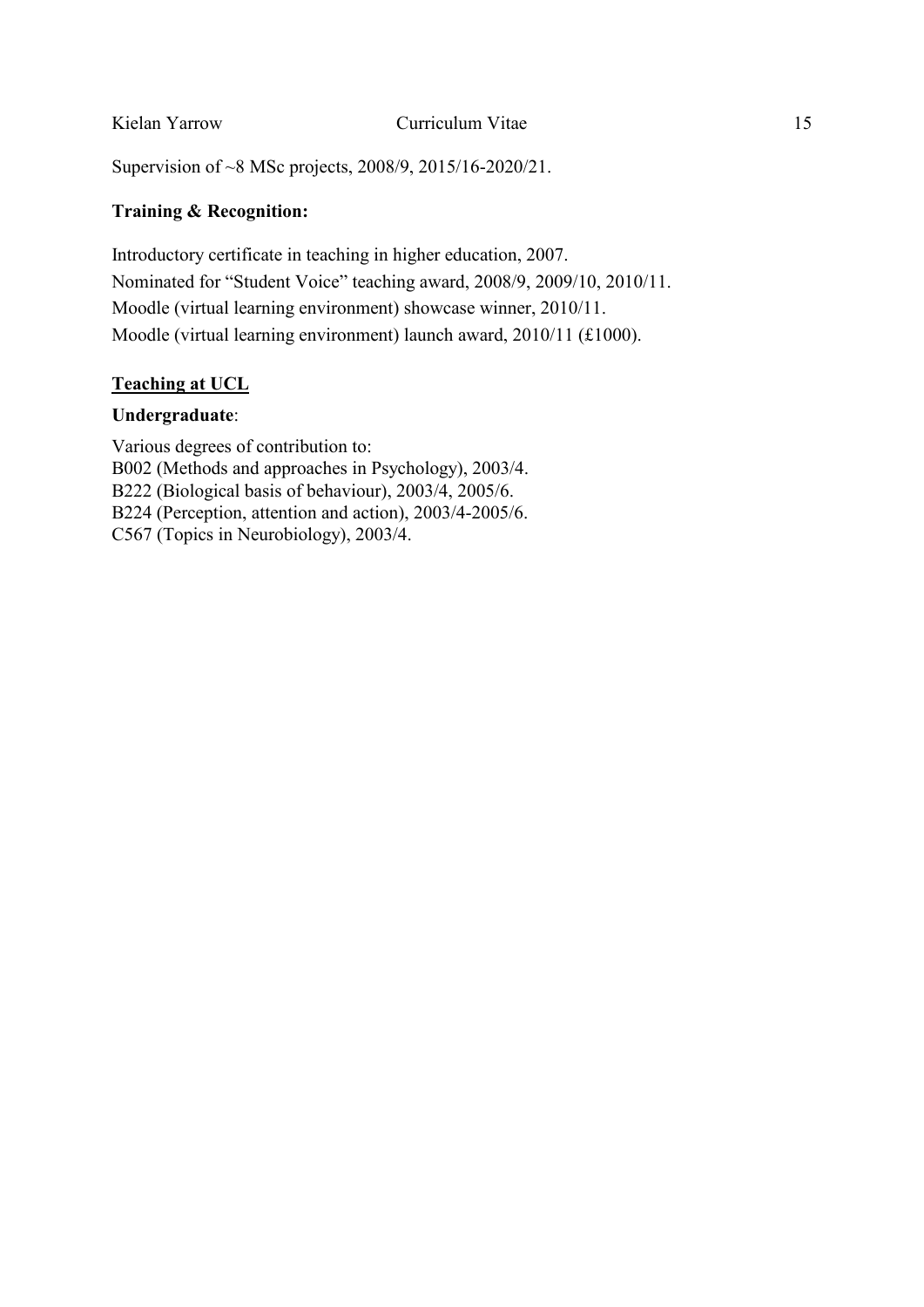Supervision of ~8 MSc projects, 2008/9, 2015/16-2020/21.

**Training & Recognition:**

Introductory certificate in teaching in higher education, 2007.
Nominated for "Student Voice" teaching award, 2008/9, 2009/10, 2010/11.
Moodle (virtual learning environment) showcase winner, 2010/11.
Moodle (virtual learning environment) launch award, 2010/11 (£1000).

## Teaching at UCL

**Undergraduate**:

Various degrees of contribution to:
B002 (Methods and approaches in Psychology), 2003/4.
B222 (Biological basis of behaviour), 2003/4, 2005/6.
B224 (Perception, attention and action), 2003/4-2005/6.
C567 (Topics in Neurobiology), 2003/4.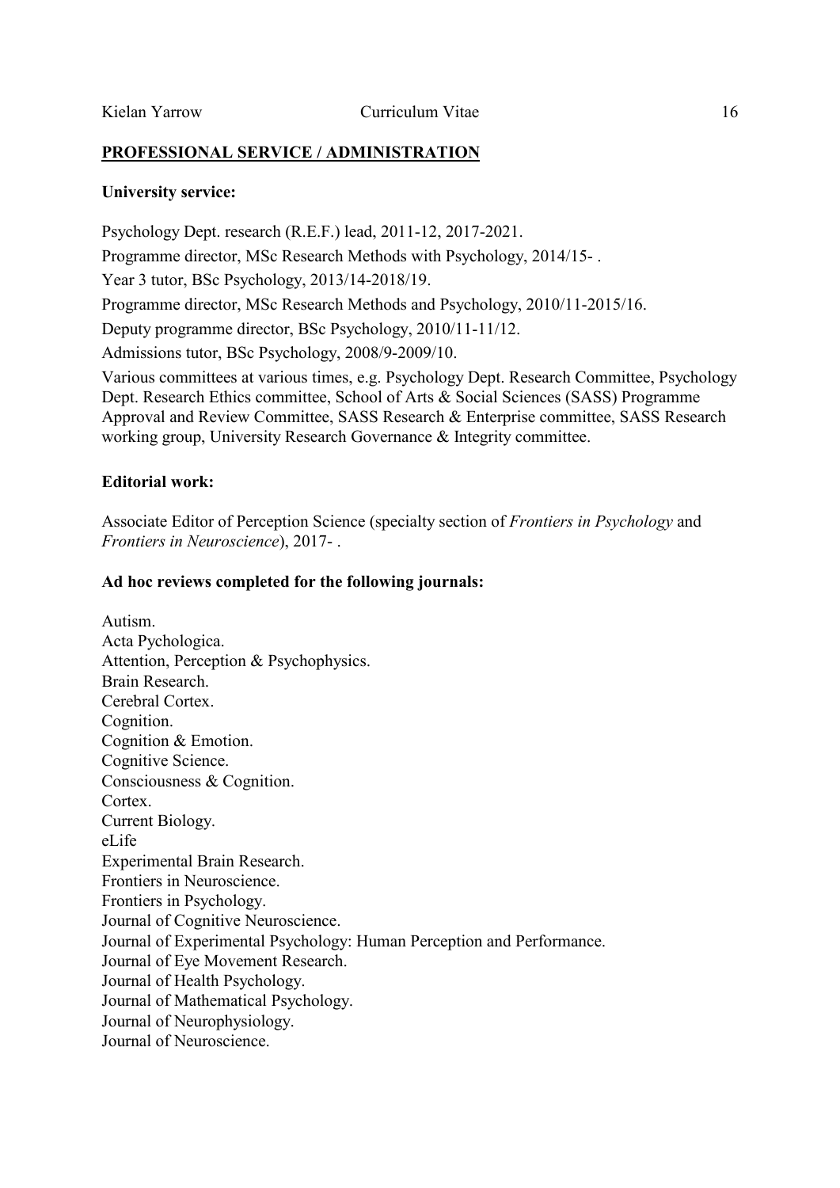## PROFESSIONAL SERVICE / ADMINISTRATION

**University service:**

Psychology Dept. research (R.E.F.) lead, 2011-12, 2017-2021.

Programme director, MSc Research Methods with Psychology, 2014/15- .

Year 3 tutor, BSc Psychology, 2013/14-2018/19.

Programme director, MSc Research Methods and Psychology, 2010/11-2015/16.

Deputy programme director, BSc Psychology, 2010/11-11/12.

Admissions tutor, BSc Psychology, 2008/9-2009/10.

Various committees at various times, e.g. Psychology Dept. Research Committee, Psychology Dept. Research Ethics committee, School of Arts & Social Sciences (SASS) Programme Approval and Review Committee, SASS Research & Enterprise committee, SASS Research working group, University Research Governance & Integrity committee.

**Editorial work:**

Associate Editor of Perception Science (specialty section of *Frontiers in Psychology* and *Frontiers in Neuroscience*), 2017- .

**Ad hoc reviews completed for the following journals:**

Autism.
Acta Pychologica.
Attention, Perception & Psychophysics.
Brain Research.
Cerebral Cortex.
Cognition.
Cognition & Emotion.
Cognitive Science.
Consciousness & Cognition.
Cortex.
Current Biology.
eLife
Experimental Brain Research.
Frontiers in Neuroscience.
Frontiers in Psychology.
Journal of Cognitive Neuroscience.
Journal of Experimental Psychology: Human Perception and Performance.
Journal of Eye Movement Research.
Journal of Health Psychology.
Journal of Mathematical Psychology.
Journal of Neurophysiology.
Journal of Neuroscience.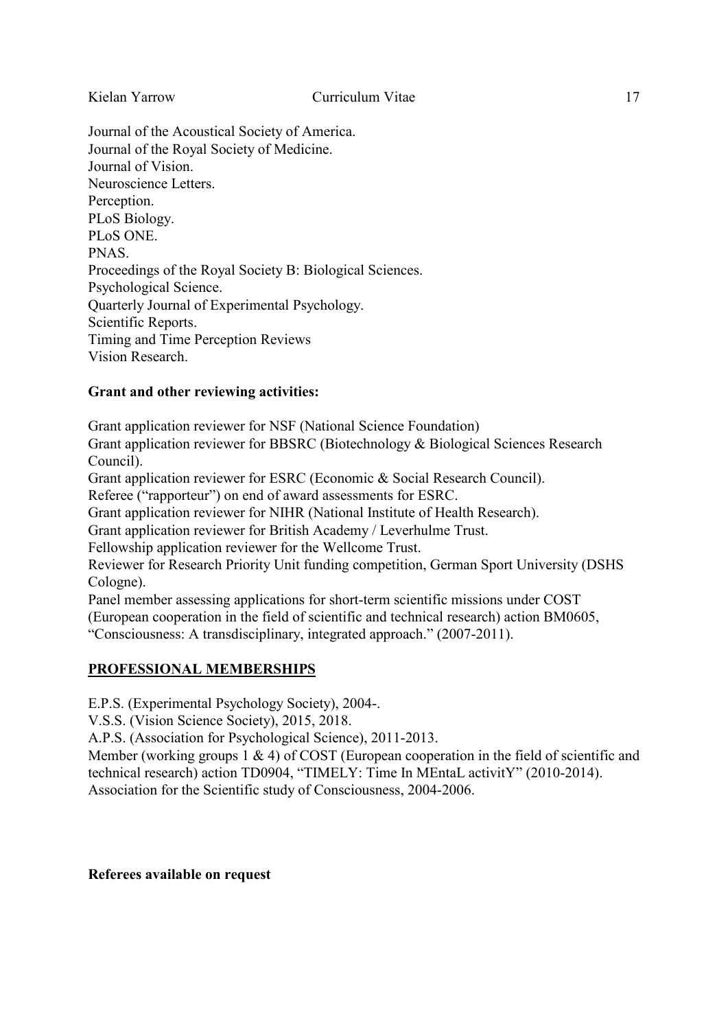Journal of the Acoustical Society of America.
Journal of the Royal Society of Medicine.
Journal of Vision.
Neuroscience Letters.
Perception.
PLoS Biology.
PLoS ONE.
PNAS.
Proceedings of the Royal Society B: Biological Sciences.
Psychological Science.
Quarterly Journal of Experimental Psychology.
Scientific Reports.
Timing and Time Perception Reviews
Vision Research.

**Grant and other reviewing activities:**

Grant application reviewer for NSF (National Science Foundation)
Grant application reviewer for BBSRC (Biotechnology & Biological Sciences Research Council).
Grant application reviewer for ESRC (Economic & Social Research Council).
Referee ("rapporteur") on end of award assessments for ESRC.
Grant application reviewer for NIHR (National Institute of Health Research).
Grant application reviewer for British Academy / Leverhulme Trust.
Fellowship application reviewer for the Wellcome Trust.
Reviewer for Research Priority Unit funding competition, German Sport University (DSHS Cologne).
Panel member assessing applications for short-term scientific missions under COST (European cooperation in the field of scientific and technical research) action BM0605, "Consciousness: A transdisciplinary, integrated approach." (2007-2011).

## PROFESSIONAL MEMBERSHIPS

E.P.S. (Experimental Psychology Society), 2004-.
V.S.S. (Vision Science Society), 2015, 2018.
A.P.S. (Association for Psychological Science), 2011-2013.
Member (working groups 1 & 4) of COST (European cooperation in the field of scientific and technical research) action TD0904, "TIMELY: Time In MEntaL activitY" (2010-2014).
Association for the Scientific study of Consciousness, 2004-2006.

**Referees available on request**